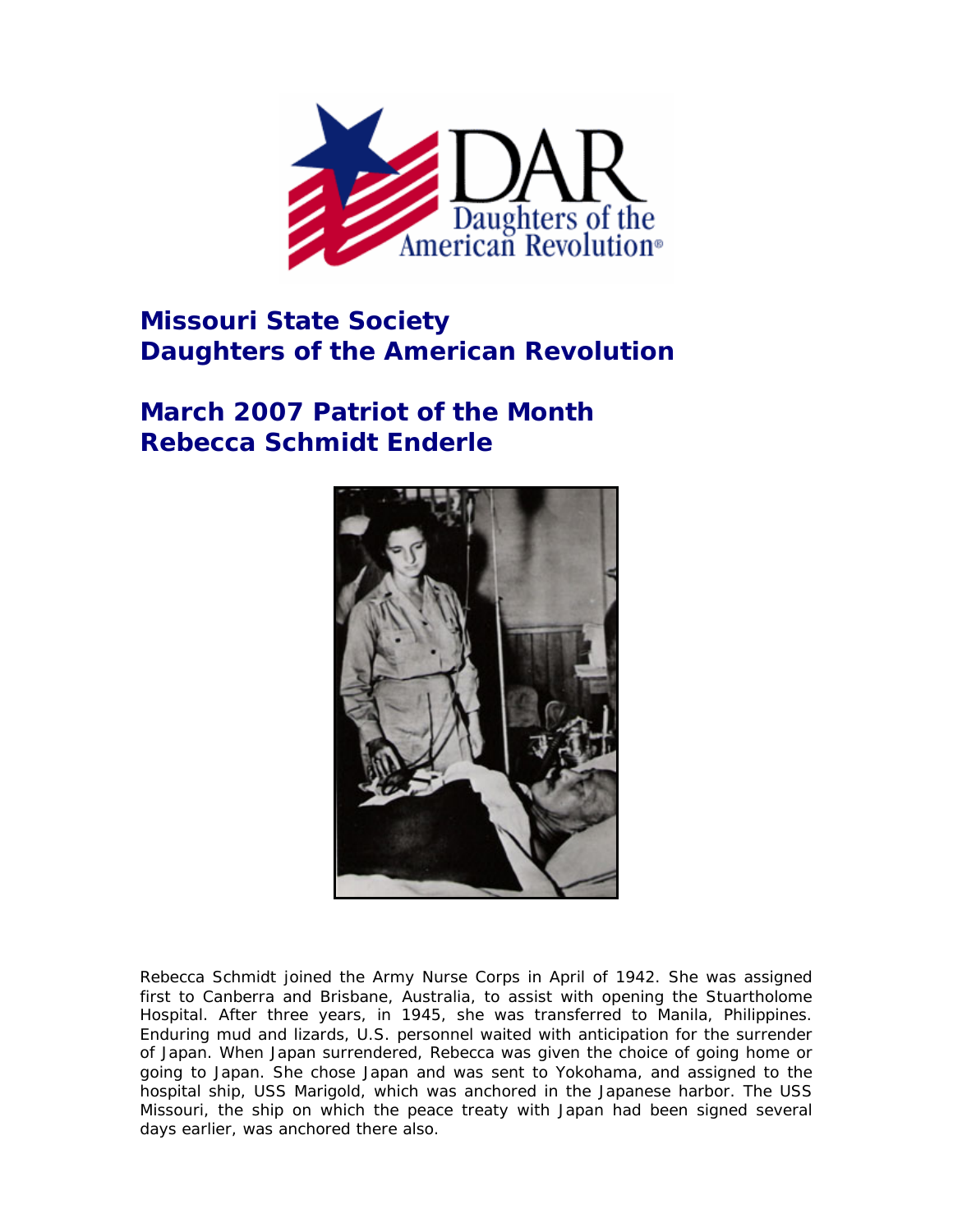# Missouri State Society
# Daughters of the American Revolution

## March 2007 Patriot of the Month
## Rebecca Schmidt Enderle

Rebecca Schmidt joined the Army Nurse Corps in April of 1942. She was assigned first to Canberra and Brisbane, Australia, to assist with opening the Stuartholome Hospital. After three years, in 1945, she was transferred to Manila, Philippines. Enduring mud and lizards, U.S. personnel waited with anticipation for the surrender of Japan. When Japan surrendered, Rebecca was given the choice of going home or going to Japan. She chose Japan and was sent to Yokohama, and assigned to the hospital ship, USS Marigold, which was anchored in the Japanese harbor. The USS Missouri, the ship on which the peace treaty with Japan had been signed several days earlier, was anchored there also.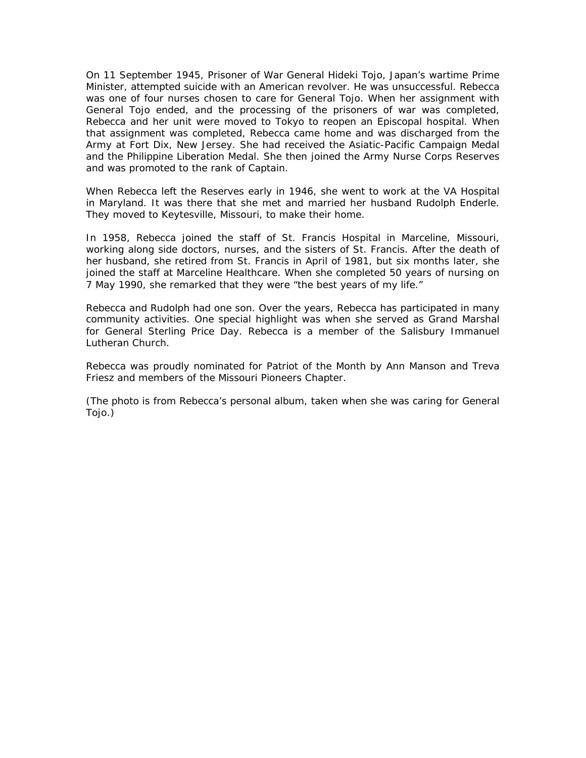On 11 September 1945, Prisoner of War General Hideki Tojo, Japan's wartime Prime Minister, attempted suicide with an American revolver. He was unsuccessful. Rebecca was one of four nurses chosen to care for General Tojo. When her assignment with General Tojo ended, and the processing of the prisoners of war was completed, Rebecca and her unit were moved to Tokyo to reopen an Episcopal hospital. When that assignment was completed, Rebecca came home and was discharged from the Army at Fort Dix, New Jersey. She had received the Asiatic-Pacific Campaign Medal and the Philippine Liberation Medal. She then joined the Army Nurse Corps Reserves and was promoted to the rank of Captain.

When Rebecca left the Reserves early in 1946, she went to work at the VA Hospital in Maryland. It was there that she met and married her husband Rudolph Enderle. They moved to Keytesville, Missouri, to make their home.

In 1958, Rebecca joined the staff of St. Francis Hospital in Marceline, Missouri, working along side doctors, nurses, and the sisters of St. Francis. After the death of her husband, she retired from St. Francis in April of 1981, but six months later, she joined the staff at Marceline Healthcare. When she completed 50 years of nursing on 7 May 1990, she remarked that they were "the best years of my life."

Rebecca and Rudolph had one son. Over the years, Rebecca has participated in many community activities. One special highlight was when she served as Grand Marshal for General Sterling Price Day. Rebecca is a member of the Salisbury Immanuel Lutheran Church.

Rebecca was proudly nominated for Patriot of the Month by Ann Manson and Treva Friesz and members of the Missouri Pioneers Chapter.

(The photo is from Rebecca's personal album, taken when she was caring for General Tojo.)